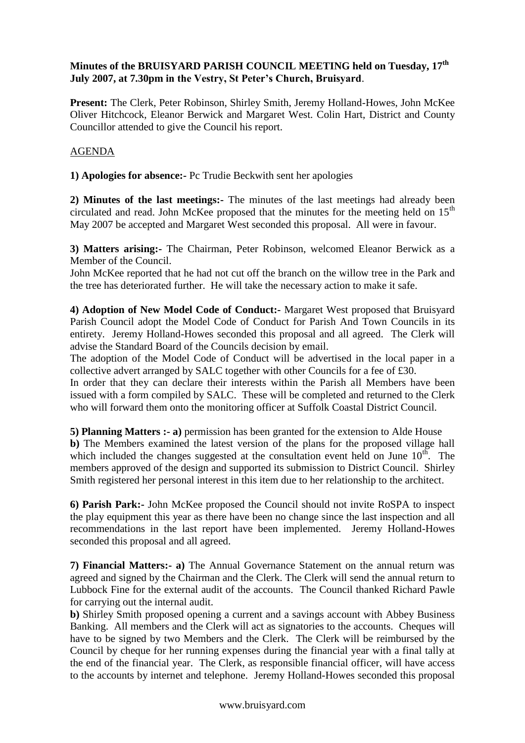**Minutes of the BRUISYARD PARISH COUNCIL MEETING held on Tuesday, 17th July 2007, at 7.30pm in the Vestry, St Peter's Church, Bruisyard**.

**Present:** The Clerk, Peter Robinson, Shirley Smith, Jeremy Holland-Howes, John McKee Oliver Hitchcock, Eleanor Berwick and Margaret West. Colin Hart, District and County Councillor attended to give the Council his report.

AGENDA

**1) Apologies for absence:-** Pc Trudie Beckwith sent her apologies

**2) Minutes of the last meetings:-** The minutes of the last meetings had already been circulated and read. John McKee proposed that the minutes for the meeting held on 15th May 2007 be accepted and Margaret West seconded this proposal. All were in favour.

**3) Matters arising:-** The Chairman, Peter Robinson, welcomed Eleanor Berwick as a Member of the Council.

John McKee reported that he had not cut off the branch on the willow tree in the Park and the tree has deteriorated further. He will take the necessary action to make it safe.

**4) Adoption of New Model Code of Conduct:-** Margaret West proposed that Bruisyard Parish Council adopt the Model Code of Conduct for Parish And Town Councils in its entirety. Jeremy Holland-Howes seconded this proposal and all agreed. The Clerk will advise the Standard Board of the Councils decision by email.

The adoption of the Model Code of Conduct will be advertised in the local paper in a collective advert arranged by SALC together with other Councils for a fee of £30.

In order that they can declare their interests within the Parish all Members have been issued with a form compiled by SALC. These will be completed and returned to the Clerk who will forward them onto the monitoring officer at Suffolk Coastal District Council.

**5) Planning Matters :- a)** permission has been granted for the extension to Alde House

**b)** The Members examined the latest version of the plans for the proposed village hall which included the changes suggested at the consultation event held on June 10th. The members approved of the design and supported its submission to District Council. Shirley Smith registered her personal interest in this item due to her relationship to the architect.

**6) Parish Park:-** John McKee proposed the Council should not invite RoSPA to inspect the play equipment this year as there have been no change since the last inspection and all recommendations in the last report have been implemented. Jeremy Holland-Howes seconded this proposal and all agreed.

**7) Financial Matters:- a)** The Annual Governance Statement on the annual return was agreed and signed by the Chairman and the Clerk. The Clerk will send the annual return to Lubbock Fine for the external audit of the accounts. The Council thanked Richard Pawle for carrying out the internal audit.

**b)** Shirley Smith proposed opening a current and a savings account with Abbey Business Banking. All members and the Clerk will act as signatories to the accounts. Cheques will have to be signed by two Members and the Clerk. The Clerk will be reimbursed by the Council by cheque for her running expenses during the financial year with a final tally at the end of the financial year. The Clerk, as responsible financial officer, will have access to the accounts by internet and telephone. Jeremy Holland-Howes seconded this proposal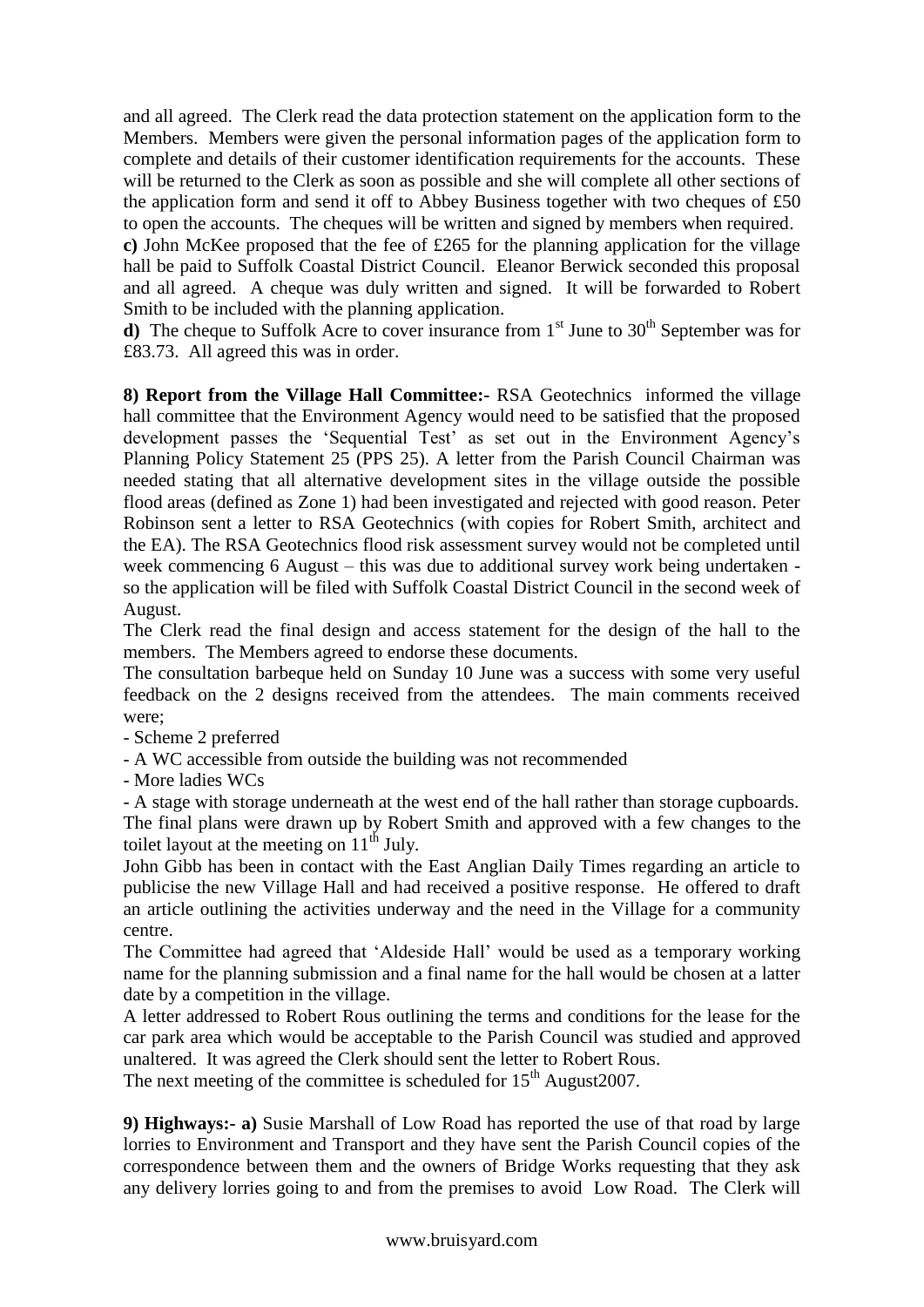and all agreed. The Clerk read the data protection statement on the application form to the Members. Members were given the personal information pages of the application form to complete and details of their customer identification requirements for the accounts. These will be returned to the Clerk as soon as possible and she will complete all other sections of the application form and send it off to Abbey Business together with two cheques of £50 to open the accounts. The cheques will be written and signed by members when required.

**c)** John McKee proposed that the fee of £265 for the planning application for the village hall be paid to Suffolk Coastal District Council. Eleanor Berwick seconded this proposal and all agreed. A cheque was duly written and signed. It will be forwarded to Robert Smith to be included with the planning application.

**d)** The cheque to Suffolk Acre to cover insurance from 1st June to 30th September was for £83.73. All agreed this was in order.

**8) Report from the Village Hall Committee:-** RSA Geotechnics informed the village hall committee that the Environment Agency would need to be satisfied that the proposed development passes the 'Sequential Test' as set out in the Environment Agency's Planning Policy Statement 25 (PPS 25). A letter from the Parish Council Chairman was needed stating that all alternative development sites in the village outside the possible flood areas (defined as Zone 1) had been investigated and rejected with good reason. Peter Robinson sent a letter to RSA Geotechnics (with copies for Robert Smith, architect and the EA). The RSA Geotechnics flood risk assessment survey would not be completed until week commencing 6 August – this was due to additional survey work being undertaken - so the application will be filed with Suffolk Coastal District Council in the second week of August.

The Clerk read the final design and access statement for the design of the hall to the members. The Members agreed to endorse these documents.

The consultation barbeque held on Sunday 10 June was a success with some very useful feedback on the 2 designs received from the attendees. The main comments received were;

- Scheme 2 preferred
- A WC accessible from outside the building was not recommended
- More ladies WCs
- A stage with storage underneath at the west end of the hall rather than storage cupboards.

The final plans were drawn up by Robert Smith and approved with a few changes to the toilet layout at the meeting on 11th July.

John Gibb has been in contact with the East Anglian Daily Times regarding an article to publicise the new Village Hall and had received a positive response. He offered to draft an article outlining the activities underway and the need in the Village for a community centre.

The Committee had agreed that 'Aldeside Hall' would be used as a temporary working name for the planning submission and a final name for the hall would be chosen at a latter date by a competition in the village.

A letter addressed to Robert Rous outlining the terms and conditions for the lease for the car park area which would be acceptable to the Parish Council was studied and approved unaltered. It was agreed the Clerk should sent the letter to Robert Rous.

The next meeting of the committee is scheduled for 15th August2007.

**9) Highways:- a)** Susie Marshall of Low Road has reported the use of that road by large lorries to Environment and Transport and they have sent the Parish Council copies of the correspondence between them and the owners of Bridge Works requesting that they ask any delivery lorries going to and from the premises to avoid Low Road. The Clerk will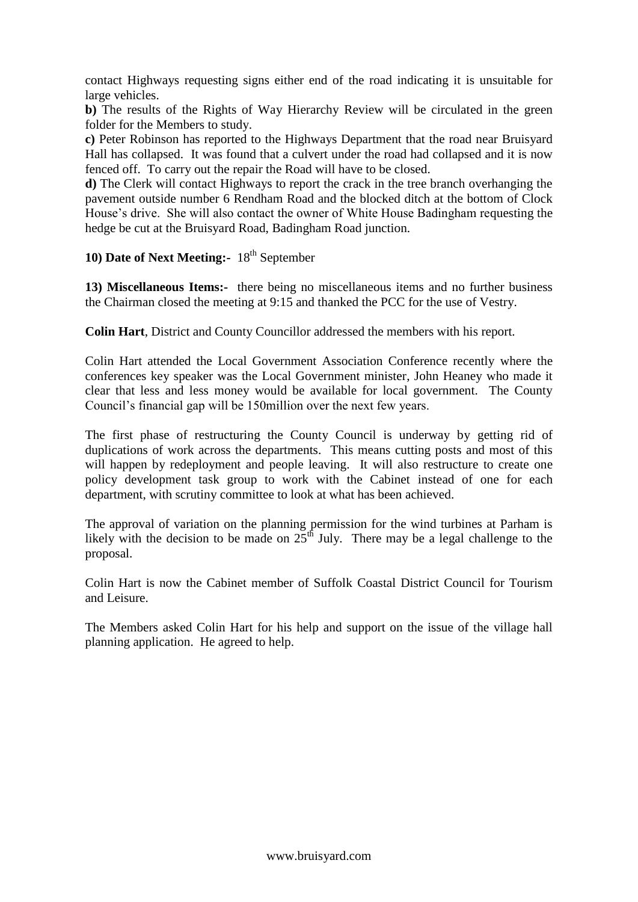contact Highways requesting signs either end of the road indicating it is unsuitable for large vehicles.

**b)** The results of the Rights of Way Hierarchy Review will be circulated in the green folder for the Members to study.

**c)** Peter Robinson has reported to the Highways Department that the road near Bruisyard Hall has collapsed. It was found that a culvert under the road had collapsed and it is now fenced off. To carry out the repair the Road will have to be closed.

**d)** The Clerk will contact Highways to report the crack in the tree branch overhanging the pavement outside number 6 Rendham Road and the blocked ditch at the bottom of Clock House's drive. She will also contact the owner of White House Badingham requesting the hedge be cut at the Bruisyard Road, Badingham Road junction.

**10) Date of Next Meeting:-** 18th September

**13) Miscellaneous Items:-** there being no miscellaneous items and no further business the Chairman closed the meeting at 9:15 and thanked the PCC for the use of Vestry.

**Colin Hart**, District and County Councillor addressed the members with his report.

Colin Hart attended the Local Government Association Conference recently where the conferences key speaker was the Local Government minister, John Heaney who made it clear that less and less money would be available for local government. The County Council's financial gap will be 150million over the next few years.

The first phase of restructuring the County Council is underway by getting rid of duplications of work across the departments. This means cutting posts and most of this will happen by redeployment and people leaving. It will also restructure to create one policy development task group to work with the Cabinet instead of one for each department, with scrutiny committee to look at what has been achieved.

The approval of variation on the planning permission for the wind turbines at Parham is likely with the decision to be made on 25th July. There may be a legal challenge to the proposal.

Colin Hart is now the Cabinet member of Suffolk Coastal District Council for Tourism and Leisure.

The Members asked Colin Hart for his help and support on the issue of the village hall planning application. He agreed to help.